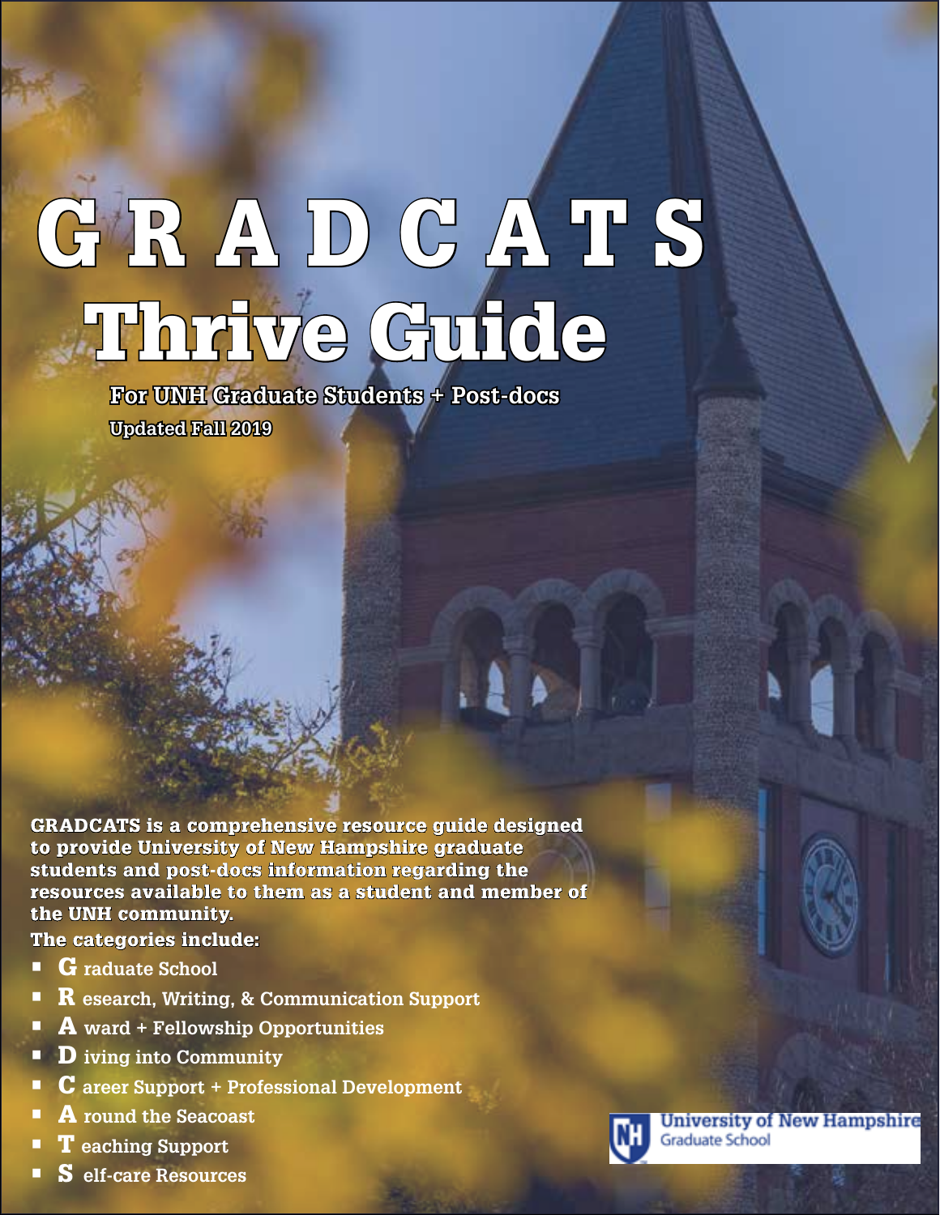# GRADCATS Thrive Guide

**For UNH Graduate Students + Post-docs**

**Updated Fall 2019**

**GRADCATS is a comprehensive resource guide designed to provide University of New Hampshire graduate students and post-docs information regarding the resources available to them as a student and member of the UNH community.**

**The categories include:**

- **G** raduate School
- **R** esearch, Writing, & Communication Support
- **A** ward + Fellowship Opportunities
- **D** iving into Community
- **C** areer Support + Professional Development
- **A** round the Seacoast
- **T** eaching Support
- **S** elf-care Resources

University of New Hampshire Graduate School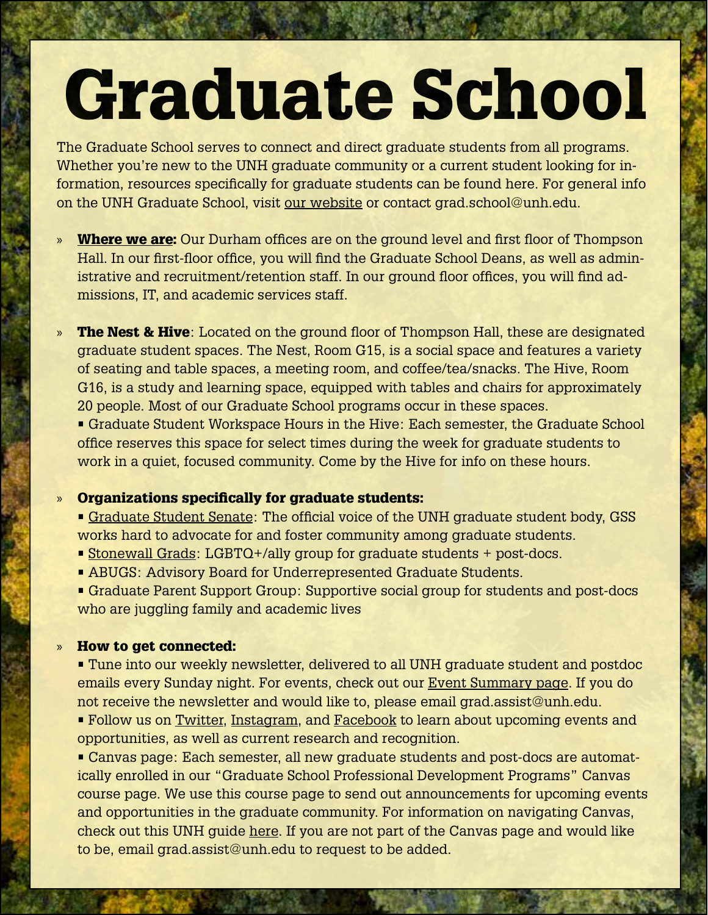# Graduate School

The Graduate School serves to connect and direct graduate students from all programs. Whether you're new to the UNH graduate community or a current student looking for information, resources specifically for graduate students can be found here. For general info on the UNH Graduate School, visit our website or contact grad.school@unh.edu.

- **Where we are:** Our Durham offices are on the ground level and first floor of Thompson Hall. In our first-floor office, you will find the Graduate School Deans, as well as administrative and recruitment/retention staff. In our ground floor offices, you will find admissions, IT, and academic services staff.

- **The Nest & Hive**: Located on the ground floor of Thompson Hall, these are designated graduate student spaces. The Nest, Room G15, is a social space and features a variety of seating and table spaces, a meeting room, and coffee/tea/snacks. The Hive, Room G16, is a study and learning space, equipped with tables and chairs for approximately 20 people. Most of our Graduate School programs occur in these spaces.
  - Graduate Student Workspace Hours in the Hive: Each semester, the Graduate School office reserves this space for select times during the week for graduate students to work in a quiet, focused community. Come by the Hive for info on these hours.

- **Organizations specifically for graduate students:**
  - Graduate Student Senate: The official voice of the UNH graduate student body, GSS works hard to advocate for and foster community among graduate students.
  - Stonewall Grads: LGBTQ+/ally group for graduate students + post-docs.
  - ABUGS: Advisory Board for Underrepresented Graduate Students.
  - Graduate Parent Support Group: Supportive social group for students and post-docs who are juggling family and academic lives

- **How to get connected:**
  - Tune into our weekly newsletter, delivered to all UNH graduate student and postdoc emails every Sunday night. For events, check out our Event Summary page. If you do not receive the newsletter and would like to, please email grad.assist@unh.edu.
  - Follow us on Twitter, Instagram, and Facebook to learn about upcoming events and opportunities, as well as current research and recognition.
  - Canvas page: Each semester, all new graduate students and post-docs are automatically enrolled in our "Graduate School Professional Development Programs" Canvas course page. We use this course page to send out announcements for upcoming events and opportunities in the graduate community. For information on navigating Canvas, check out this UNH guide here. If you are not part of the Canvas page and would like to be, email grad.assist@unh.edu to request to be added.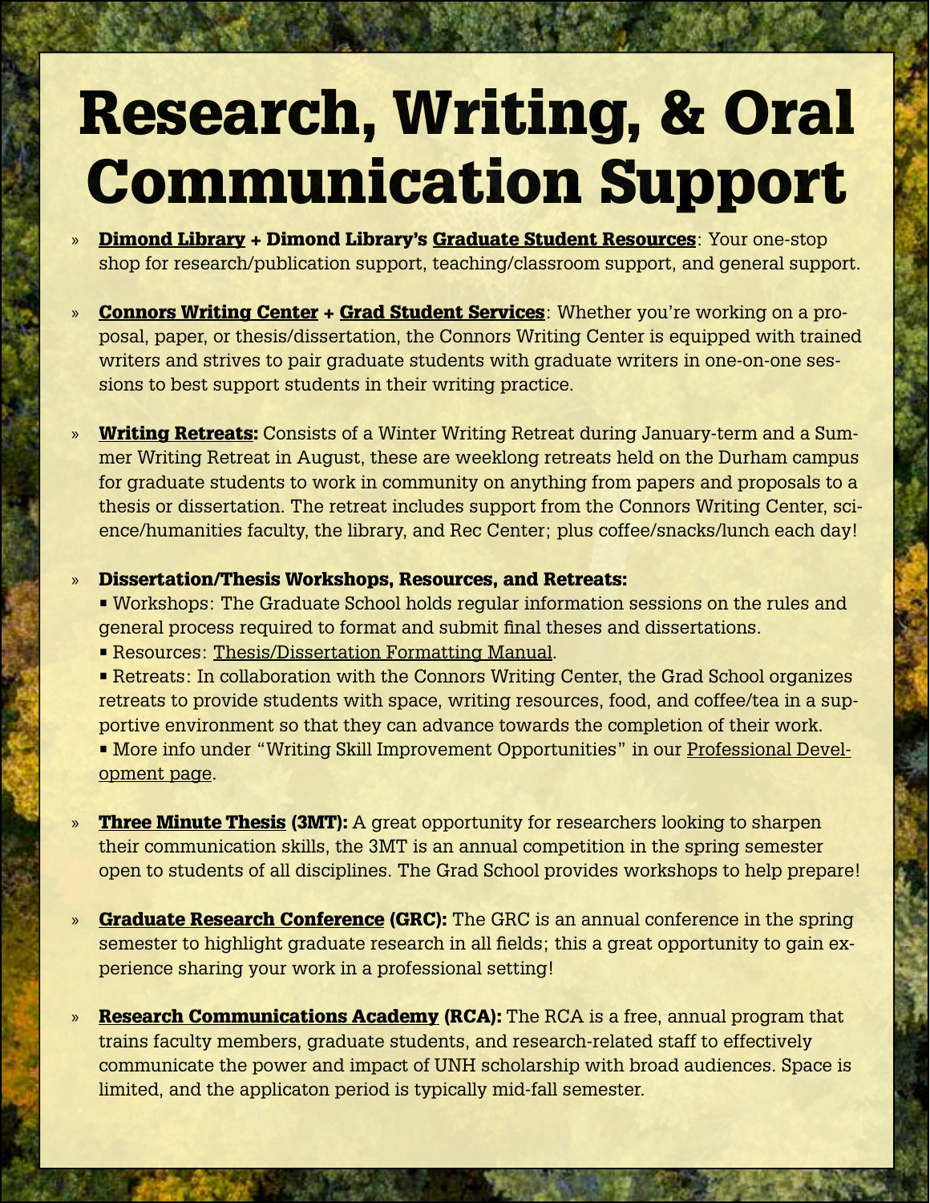# Research, Writing, & Oral Communication Support

- **Dimond Library + Dimond Library's Graduate Student Resources**: Your one-stop shop for research/publication support, teaching/classroom support, and general support.

- **Connors Writing Center + Grad Student Services**: Whether you're working on a proposal, paper, or thesis/dissertation, the Connors Writing Center is equipped with trained writers and strives to pair graduate students with graduate writers in one-on-one sessions to best support students in their writing practice.

- **Writing Retreats:** Consists of a Winter Writing Retreat during January-term and a Summer Writing Retreat in August, these are weeklong retreats held on the Durham campus for graduate students to work in community on anything from papers and proposals to a thesis or dissertation. The retreat includes support from the Connors Writing Center, science/humanities faculty, the library, and Rec Center; plus coffee/snacks/lunch each day!

- **Dissertation/Thesis Workshops, Resources, and Retreats:**
  - Workshops: The Graduate School holds regular information sessions on the rules and general process required to format and submit final theses and dissertations.
  - Resources: Thesis/Dissertation Formatting Manual.
  - Retreats: In collaboration with the Connors Writing Center, the Grad School organizes retreats to provide students with space, writing resources, food, and coffee/tea in a supportive environment so that they can advance towards the completion of their work.
  - More info under "Writing Skill Improvement Opportunities" in our Professional Development page.

- **Three Minute Thesis (3MT):** A great opportunity for researchers looking to sharpen their communication skills, the 3MT is an annual competition in the spring semester open to students of all disciplines. The Grad School provides workshops to help prepare!

- **Graduate Research Conference (GRC):** The GRC is an annual conference in the spring semester to highlight graduate research in all fields; this a great opportunity to gain experience sharing your work in a professional setting!

- **Research Communications Academy (RCA):** The RCA is a free, annual program that trains faculty members, graduate students, and research-related staff to effectively communicate the power and impact of UNH scholarship with broad audiences. Space is limited, and the applicaton period is typically mid-fall semester.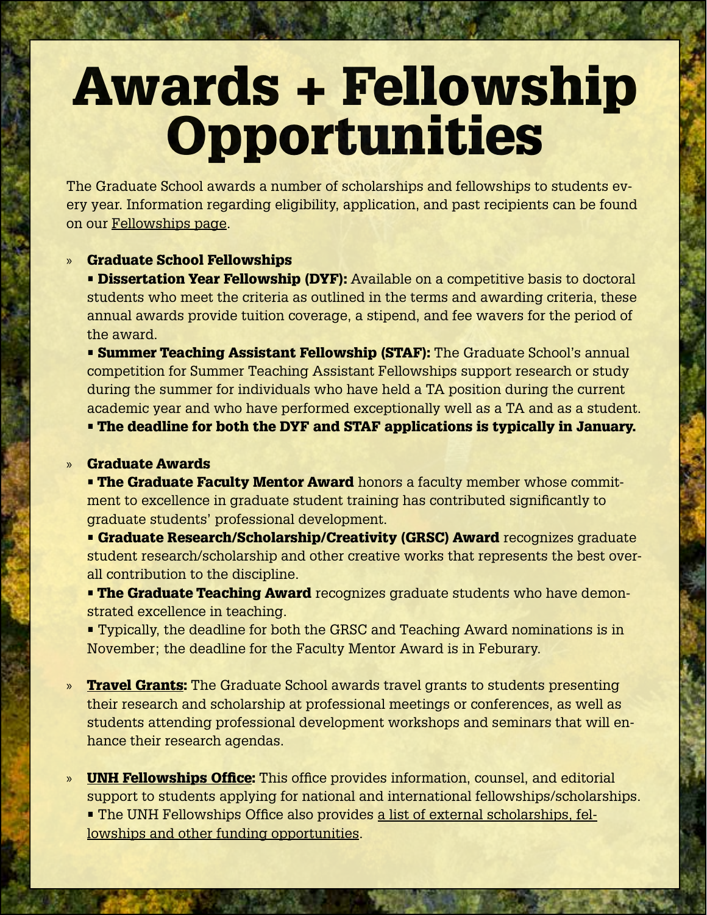# Awards + Fellowship Opportunities

The Graduate School awards a number of scholarships and fellowships to students every year. Information regarding eligibility, application, and past recipients can be found on our Fellowships page.

- **Graduate School Fellowships**
  - **Dissertation Year Fellowship (DYF):** Available on a competitive basis to doctoral students who meet the criteria as outlined in the terms and awarding criteria, these annual awards provide tuition coverage, a stipend, and fee wavers for the period of the award.
  - **Summer Teaching Assistant Fellowship (STAF):** The Graduate School's annual competition for Summer Teaching Assistant Fellowships support research or study during the summer for individuals who have held a TA position during the current academic year and who have performed exceptionally well as a TA and as a student.
  - **The deadline for both the DYF and STAF applications is typically in January.**

- **Graduate Awards**
  - **The Graduate Faculty Mentor Award** honors a faculty member whose commitment to excellence in graduate student training has contributed significantly to graduate students' professional development.
  - **Graduate Research/Scholarship/Creativity (GRSC) Award** recognizes graduate student research/scholarship and other creative works that represents the best overall contribution to the discipline.
  - **The Graduate Teaching Award** recognizes graduate students who have demonstrated excellence in teaching.
  - Typically, the deadline for both the GRSC and Teaching Award nominations is in November; the deadline for the Faculty Mentor Award is in Feburary.

- **Travel Grants:** The Graduate School awards travel grants to students presenting their research and scholarship at professional meetings or conferences, as well as students attending professional development workshops and seminars that will enhance their research agendas.

- **UNH Fellowships Office:** This office provides information, counsel, and editorial support to students applying for national and international fellowships/scholarships.
  - The UNH Fellowships Office also provides a list of external scholarships, fellowships and other funding opportunities.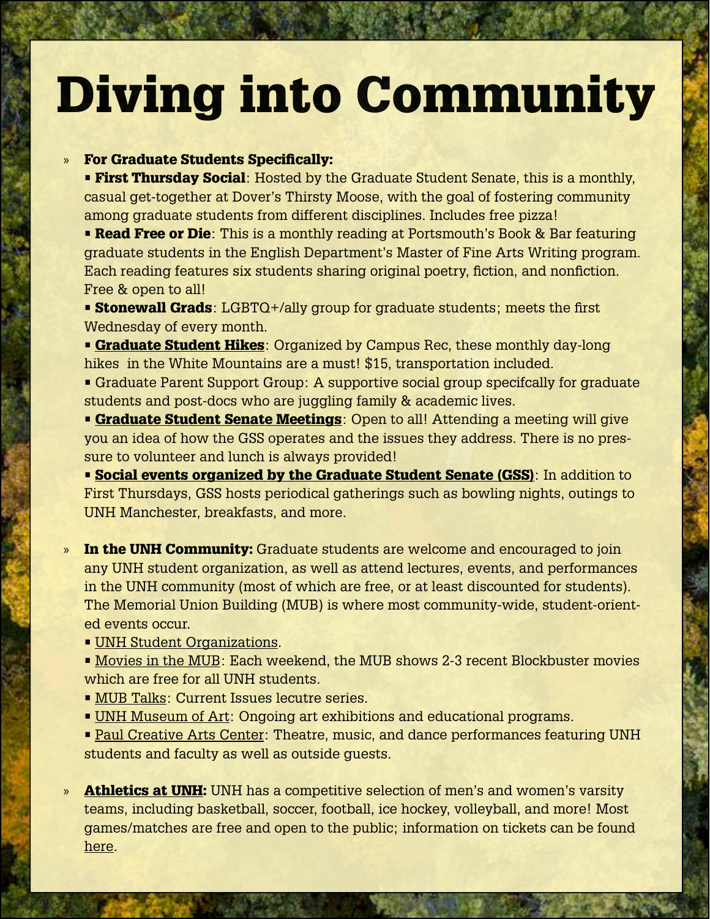# Diving into Community

- **For Graduate Students Specifically:**
  - **First Thursday Social**: Hosted by the Graduate Student Senate, this is a monthly, casual get-together at Dover's Thirsty Moose, with the goal of fostering community among graduate students from different disciplines. Includes free pizza!
  - **Read Free or Die**: This is a monthly reading at Portsmouth's Book & Bar featuring graduate students in the English Department's Master of Fine Arts Writing program. Each reading features six students sharing original poetry, fiction, and nonfiction. Free & open to all!
  - **Stonewall Grads**: LGBTQ+/ally group for graduate students; meets the first Wednesday of every month.
  - **Graduate Student Hikes**: Organized by Campus Rec, these monthly day-long hikes in the White Mountains are a must! $15, transportation included.
  - Graduate Parent Support Group: A supportive social group specifcally for graduate students and post-docs who are juggling family & academic lives.
  - **Graduate Student Senate Meetings**: Open to all! Attending a meeting will give you an idea of how the GSS operates and the issues they address. There is no pressure to volunteer and lunch is always provided!
  - **Social events organized by the Graduate Student Senate (GSS)**: In addition to First Thursdays, GSS hosts periodical gatherings such as bowling nights, outings to UNH Manchester, breakfasts, and more.

- **In the UNH Community:** Graduate students are welcome and encouraged to join any UNH student organization, as well as attend lectures, events, and performances in the UNH community (most of which are free, or at least discounted for students). The Memorial Union Building (MUB) is where most community-wide, student-oriented events occur.
  - UNH Student Organizations.
  - Movies in the MUB: Each weekend, the MUB shows 2-3 recent Blockbuster movies which are free for all UNH students.
  - MUB Talks: Current Issues lecutre series.
  - UNH Museum of Art: Ongoing art exhibitions and educational programs.
  - Paul Creative Arts Center: Theatre, music, and dance performances featuring UNH students and faculty as well as outside guests.

- **Athletics at UNH:** UNH has a competitive selection of men's and women's varsity teams, including basketball, soccer, football, ice hockey, volleyball, and more! Most games/matches are free and open to the public; information on tickets can be found here.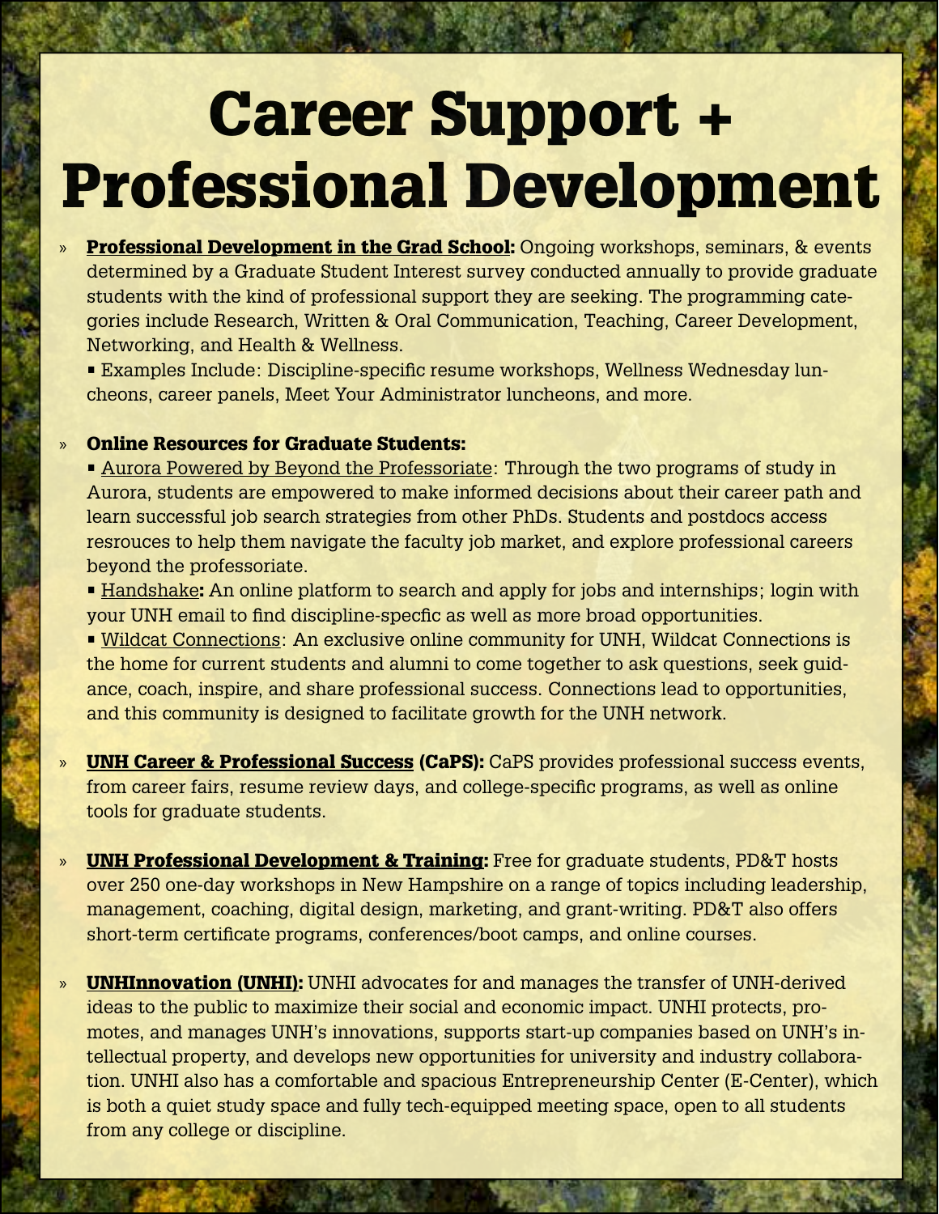# Career Support + Professional Development

- **Professional Development in the Grad School:** Ongoing workshops, seminars, & events determined by a Graduate Student Interest survey conducted annually to provide graduate students with the kind of professional support they are seeking. The programming categories include Research, Written & Oral Communication, Teaching, Career Development, Networking, and Health & Wellness.
  - Examples Include: Discipline-specific resume workshops, Wellness Wednesday luncheons, career panels, Meet Your Administrator luncheons, and more.

- **Online Resources for Graduate Students:**
  - Aurora Powered by Beyond the Professoriate: Through the two programs of study in Aurora, students are empowered to make informed decisions about their career path and learn successful job search strategies from other PhDs. Students and postdocs access resrouces to help them navigate the faculty job market, and explore professional careers beyond the professoriate.
  - Handshake**:** An online platform to search and apply for jobs and internships; login with your UNH email to find discipline-specfic as well as more broad opportunities.
  - Wildcat Connections: An exclusive online community for UNH, Wildcat Connections is the home for current students and alumni to come together to ask questions, seek guidance, coach, inspire, and share professional success. Connections lead to opportunities, and this community is designed to facilitate growth for the UNH network.

- **UNH Career & Professional Success (CaPS):** CaPS provides professional success events, from career fairs, resume review days, and college-specific programs, as well as online tools for graduate students.

- **UNH Professional Development & Training:** Free for graduate students, PD&T hosts over 250 one-day workshops in New Hampshire on a range of topics including leadership, management, coaching, digital design, marketing, and grant-writing. PD&T also offers short-term certificate programs, conferences/boot camps, and online courses.

- **UNHInnovation (UNHI):** UNHI advocates for and manages the transfer of UNH-derived ideas to the public to maximize their social and economic impact. UNHI protects, promotes, and manages UNH's innovations, supports start-up companies based on UNH's intellectual property, and develops new opportunities for university and industry collaboration. UNHI also has a comfortable and spacious Entrepreneurship Center (E-Center), which is both a quiet study space and fully tech-equipped meeting space, open to all students from any college or discipline.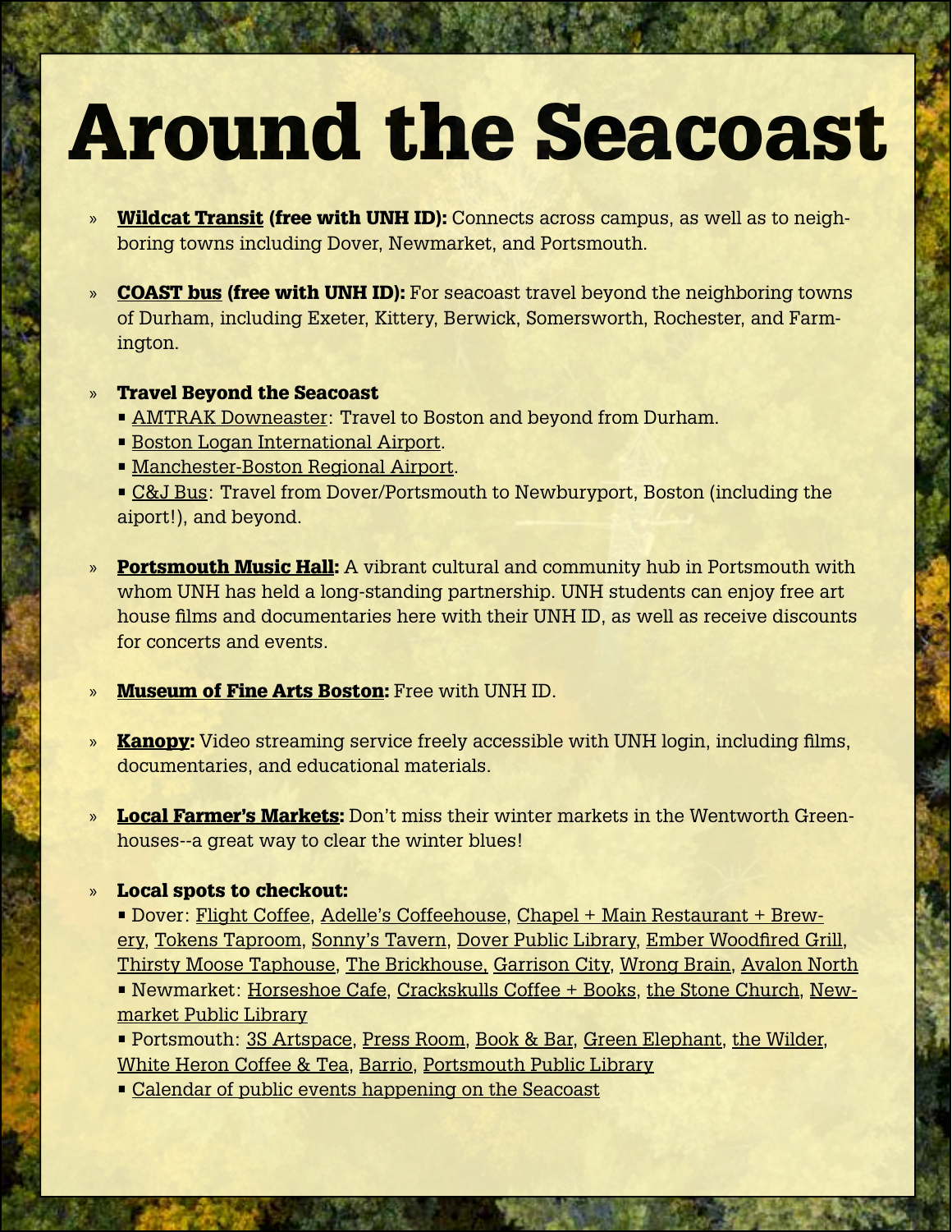# Around the Seacoast

- **Wildcat Transit (free with UNH ID):** Connects across campus, as well as to neighboring towns including Dover, Newmarket, and Portsmouth.

- **COAST bus (free with UNH ID):** For seacoast travel beyond the neighboring towns of Durham, including Exeter, Kittery, Berwick, Somersworth, Rochester, and Farmington.

- **Travel Beyond the Seacoast**
  - AMTRAK Downeaster: Travel to Boston and beyond from Durham.
  - Boston Logan International Airport.
  - Manchester-Boston Regional Airport.
  - C&J Bus: Travel from Dover/Portsmouth to Newburyport, Boston (including the aiport!), and beyond.

- **Portsmouth Music Hall:** A vibrant cultural and community hub in Portsmouth with whom UNH has held a long-standing partnership. UNH students can enjoy free art house films and documentaries here with their UNH ID, as well as receive discounts for concerts and events.

- **Museum of Fine Arts Boston:** Free with UNH ID.

- **Kanopy:** Video streaming service freely accessible with UNH login, including films, documentaries, and educational materials.

- **Local Farmer's Markets:** Don't miss their winter markets in the Wentworth Greenhouses--a great way to clear the winter blues!

- **Local spots to checkout:**
  - Dover: Flight Coffee, Adelle's Coffeehouse, Chapel + Main Restaurant + Brewery, Tokens Taproom, Sonny's Tavern, Dover Public Library, Ember Woodfired Grill, Thirsty Moose Taphouse, The Brickhouse, Garrison City, Wrong Brain, Avalon North
  - Newmarket: Horseshoe Cafe, Crackskulls Coffee + Books, the Stone Church, Newmarket Public Library
  - Portsmouth: 3S Artspace, Press Room, Book & Bar, Green Elephant, the Wilder, White Heron Coffee & Tea, Barrio, Portsmouth Public Library
  - Calendar of public events happening on the Seacoast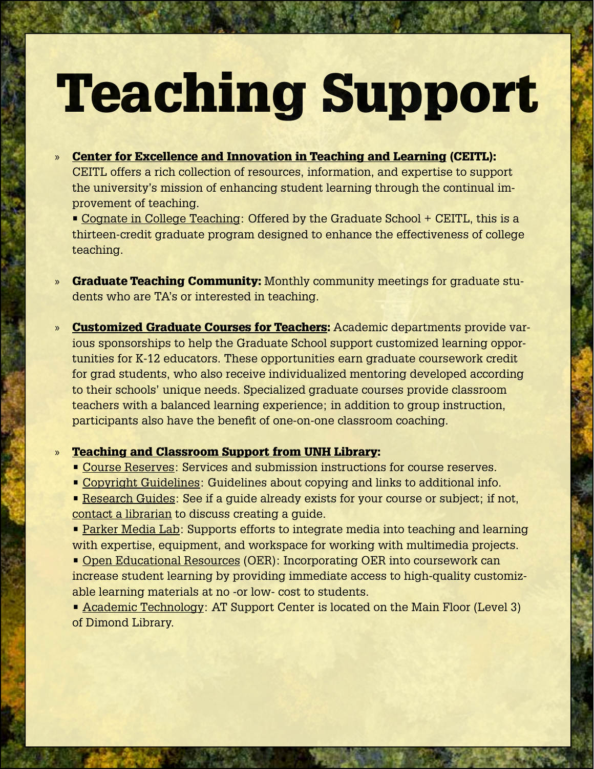# Teaching Support

- **Center for Excellence and Innovation in Teaching and Learning (CEITL):** CEITL offers a rich collection of resources, information, and expertise to support the university's mission of enhancing student learning through the continual improvement of teaching.
  - Cognate in College Teaching: Offered by the Graduate School + CEITL, this is a thirteen-credit graduate program designed to enhance the effectiveness of college teaching.

- **Graduate Teaching Community:** Monthly community meetings for graduate students who are TA's or interested in teaching.

- **Customized Graduate Courses for Teachers:** Academic departments provide various sponsorships to help the Graduate School support customized learning opportunities for K-12 educators. These opportunities earn graduate coursework credit for grad students, who also receive individualized mentoring developed according to their schools' unique needs. Specialized graduate courses provide classroom teachers with a balanced learning experience; in addition to group instruction, participants also have the benefit of one-on-one classroom coaching.

- **Teaching and Classroom Support from UNH Library:**
  - Course Reserves: Services and submission instructions for course reserves.
  - Copyright Guidelines: Guidelines about copying and links to additional info.
  - Research Guides: See if a guide already exists for your course or subject; if not, contact a librarian to discuss creating a guide.
  - Parker Media Lab: Supports efforts to integrate media into teaching and learning with expertise, equipment, and workspace for working with multimedia projects.
  - Open Educational Resources (OER): Incorporating OER into coursework can increase student learning by providing immediate access to high-quality customizable learning materials at no -or low- cost to students.
  - Academic Technology: AT Support Center is located on the Main Floor (Level 3) of Dimond Library.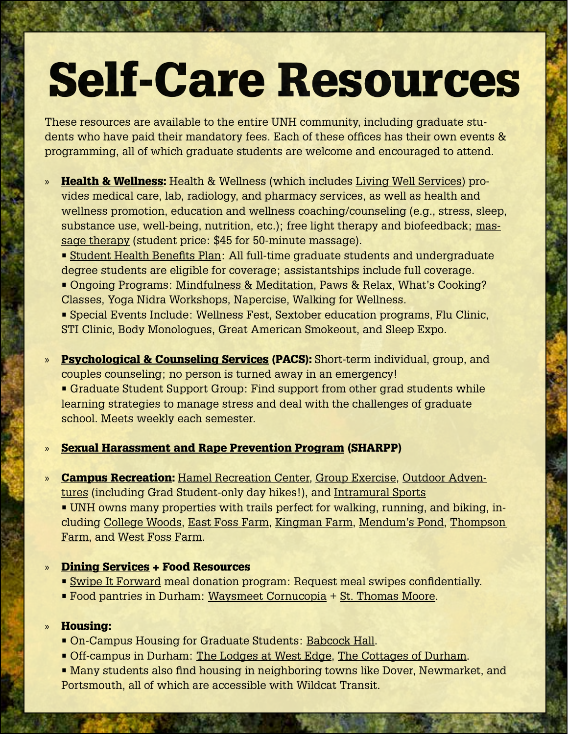# Self-Care Resources

These resources are available to the entire UNH community, including graduate students who have paid their mandatory fees. Each of these offices has their own events & programming, all of which graduate students are welcome and encouraged to attend.

- **Health & Wellness:** Health & Wellness (which includes Living Well Services) provides medical care, lab, radiology, and pharmacy services, as well as health and wellness promotion, education and wellness coaching/counseling (e.g., stress, sleep, substance use, well-being, nutrition, etc.); free light therapy and biofeedback; massage therapy (student price: $45 for 50-minute massage).
  - Student Health Benefits Plan: All full-time graduate students and undergraduate degree students are eligible for coverage; assistantships include full coverage.
  - Ongoing Programs: Mindfulness & Meditation, Paws & Relax, What's Cooking? Classes, Yoga Nidra Workshops, Napercise, Walking for Wellness.
  - Special Events Include: Wellness Fest, Sextober education programs, Flu Clinic, STI Clinic, Body Monologues, Great American Smokeout, and Sleep Expo.

- **Psychological & Counseling Services (PACS):** Short-term individual, group, and couples counseling; no person is turned away in an emergency!
  - Graduate Student Support Group: Find support from other grad students while learning strategies to manage stress and deal with the challenges of graduate school. Meets weekly each semester.

- **Sexual Harassment and Rape Prevention Program (SHARPP)**

- **Campus Recreation:** Hamel Recreation Center, Group Exercise, Outdoor Adventures (including Grad Student-only day hikes!), and Intramural Sports
  - UNH owns many properties with trails perfect for walking, running, and biking, including College Woods, East Foss Farm, Kingman Farm, Mendum's Pond, Thompson Farm, and West Foss Farm.

- **Dining Services + Food Resources**
  - Swipe It Forward meal donation program: Request meal swipes confidentially.
  - Food pantries in Durham: Waysmeet Cornucopia + St. Thomas Moore.

- **Housing:**
  - On-Campus Housing for Graduate Students: Babcock Hall.
  - Off-campus in Durham: The Lodges at West Edge, The Cottages of Durham.
  - Many students also find housing in neighboring towns like Dover, Newmarket, and Portsmouth, all of which are accessible with Wildcat Transit.